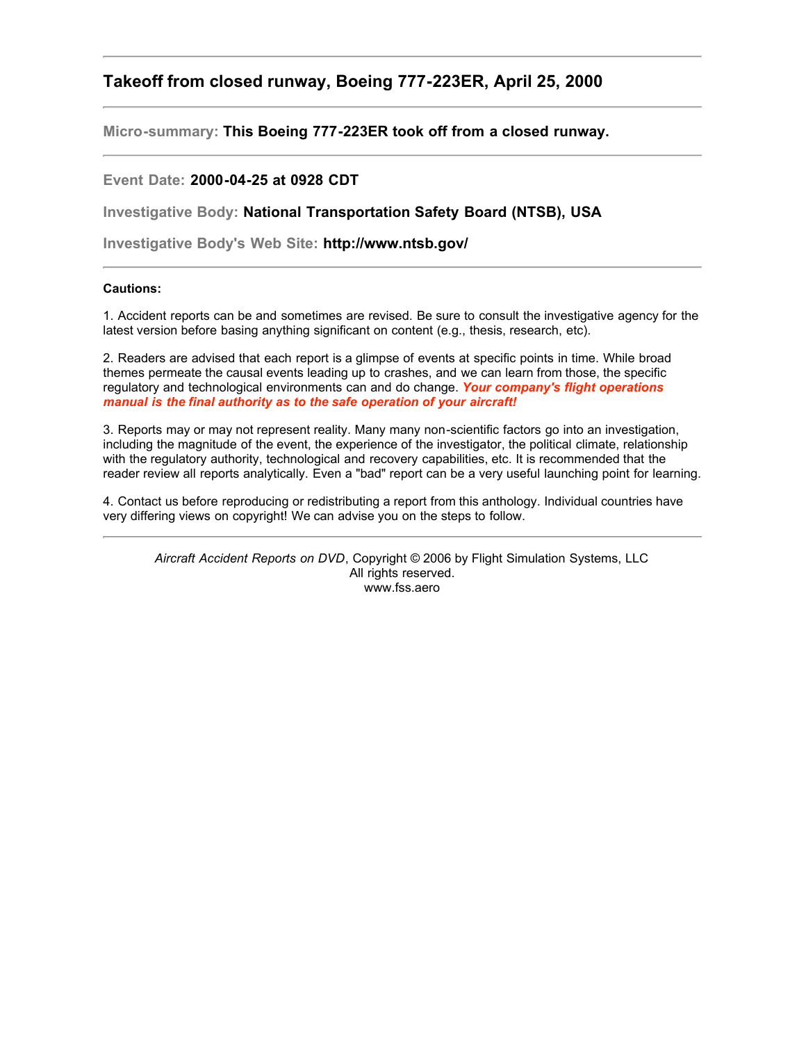## Takeoff from closed runway, Boeing 777-223ER, April 25, 2000

---

**Micro-summary:** **This Boeing 777-223ER took off from a closed runway.**

---

**Event Date:** **2000-04-25 at 0928 CDT**

**Investigative Body:** **National Transportation Safety Board (NTSB), USA**

**Investigative Body's Web Site:** **http://www.ntsb.gov/**

---

**Cautions:**

1. Accident reports can be and sometimes are revised. Be sure to consult the investigative agency for the latest version before basing anything significant on content (e.g., thesis, research, etc).

2. Readers are advised that each report is a glimpse of events at specific points in time. While broad themes permeate the causal events leading up to crashes, and we can learn from those, the specific regulatory and technological environments can and do change. ***Your company's flight operations manual is the final authority as to the safe operation of your aircraft!***

3. Reports may or may not represent reality. Many many non-scientific factors go into an investigation, including the magnitude of the event, the experience of the investigator, the political climate, relationship with the regulatory authority, technological and recovery capabilities, etc. It is recommended that the reader review all reports analytically. Even a "bad" report can be a very useful launching point for learning.

4. Contact us before reproducing or redistributing a report from this anthology. Individual countries have very differing views on copyright! We can advise you on the steps to follow.

---

*Aircraft Accident Reports on DVD*, Copyright © 2006 by Flight Simulation Systems, LLC
All rights reserved.
www.fss.aero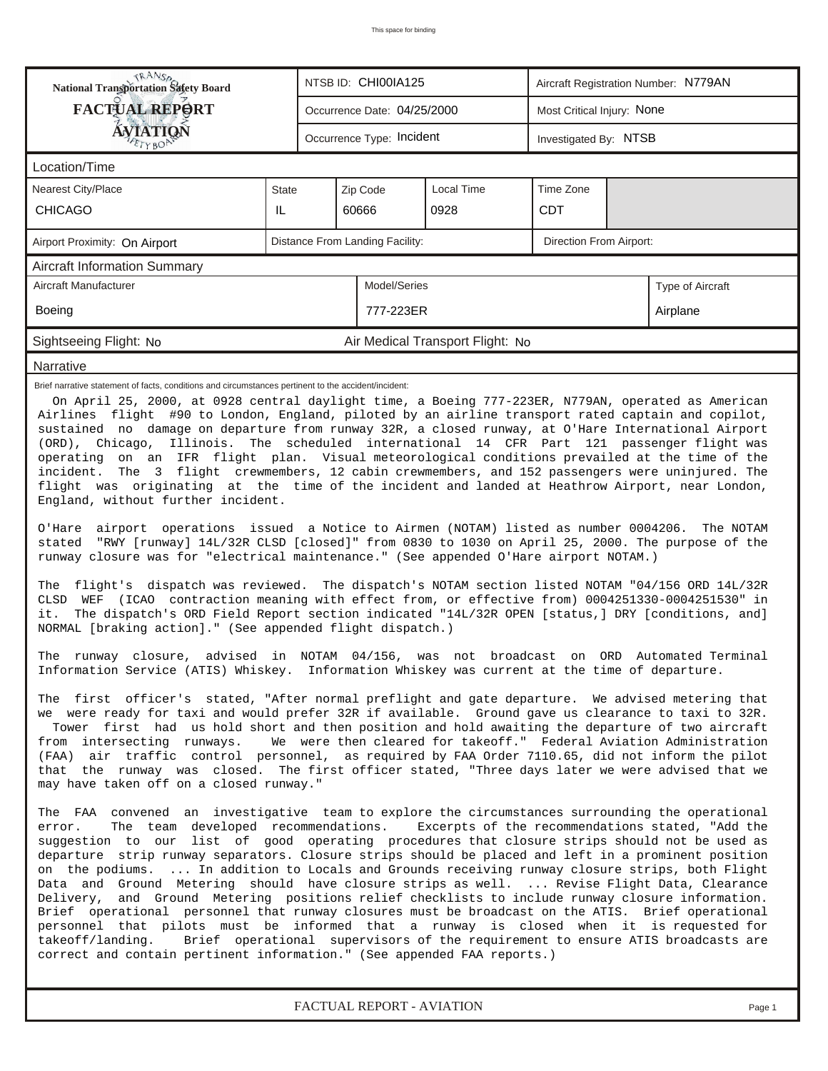This space for binding

| National Transportation Safety Board FACTUAL REPORT AVIATION | NTSB ID: CHI00IA125 | Aircraft Registration Number: N779AN |
|---|---|---|
| | Occurrence Date: 04/25/2000 | Most Critical Injury: None |
| | Occurrence Type: Incident | Investigated By: NTSB |

## Location/Time

| Nearest City/Place | State | Zip Code | Local Time | Time Zone |
|---|---|---|---|---|
| CHICAGO | IL | 60666 | 0928 | CDT |

| Airport Proximity: On Airport | Distance From Landing Facility: | Direction From Airport: |
|---|---|---|

## Aircraft Information Summary

| Aircraft Manufacturer | Model/Series | Type of Aircraft |
|---|---|---|
| Boeing | 777-223ER | Airplane |

Sightseeing Flight: No    Air Medical Transport Flight: No

## Narrative

Brief narrative statement of facts, conditions and circumstances pertinent to the accident/incident:

On April 25, 2000, at 0928 central daylight time, a Boeing 777-223ER, N779AN, operated as American Airlines flight #90 to London, England, piloted by an airline transport rated captain and copilot, sustained no damage on departure from runway 32R, a closed runway, at O'Hare International Airport (ORD), Chicago, Illinois. The scheduled international 14 CFR Part 121 passenger flight was operating on an IFR flight plan. Visual meteorological conditions prevailed at the time of the incident. The 3 flight crewmembers, 12 cabin crewmembers, and 152 passengers were uninjured. The flight was originating at the time of the incident and landed at Heathrow Airport, near London, England, without further incident.

O'Hare airport operations issued a Notice to Airmen (NOTAM) listed as number 0004206. The NOTAM stated "RWY [runway] 14L/32R CLSD [closed]" from 0830 to 1030 on April 25, 2000. The purpose of the runway closure was for "electrical maintenance." (See appended O'Hare airport NOTAM.)

The flight's dispatch was reviewed. The dispatch's NOTAM section listed NOTAM "04/156 ORD 14L/32R CLSD WEF (ICAO contraction meaning with effect from, or effective from) 0004251330-0004251530" in it. The dispatch's ORD Field Report section indicated "14L/32R OPEN [status,] DRY [conditions, and] NORMAL [braking action]." (See appended flight dispatch.)

The runway closure, advised in NOTAM 04/156, was not broadcast on ORD Automated Terminal Information Service (ATIS) Whiskey. Information Whiskey was current at the time of departure.

The first officer's stated, "After normal preflight and gate departure. We advised metering that we were ready for taxi and would prefer 32R if available. Ground gave us clearance to taxi to 32R. Tower first had us hold short and then position and hold awaiting the departure of two aircraft from intersecting runways. We were then cleared for takeoff." Federal Aviation Administration (FAA) air traffic control personnel, as required by FAA Order 7110.65, did not inform the pilot that the runway was closed. The first officer stated, "Three days later we were advised that we may have taken off on a closed runway."

The FAA convened an investigative team to explore the circumstances surrounding the operational error. The team developed recommendations. Excerpts of the recommendations stated, "Add the suggestion to our list of good operating procedures that closure strips should not be used as departure strip runway separators. Closure strips should be placed and left in a prominent position on the podiums. ... In addition to Locals and Grounds receiving runway closure strips, both Flight Data and Ground Metering should have closure strips as well. ... Revise Flight Data, Clearance Delivery, and Ground Metering positions relief checklists to include runway closure information. Brief operational personnel that runway closures must be broadcast on the ATIS. Brief operational personnel that pilots must be informed that a runway is closed when it is requested for takeoff/landing. Brief operational supervisors of the requirement to ensure ATIS broadcasts are correct and contain pertinent information." (See appended FAA reports.)

FACTUAL REPORT - AVIATION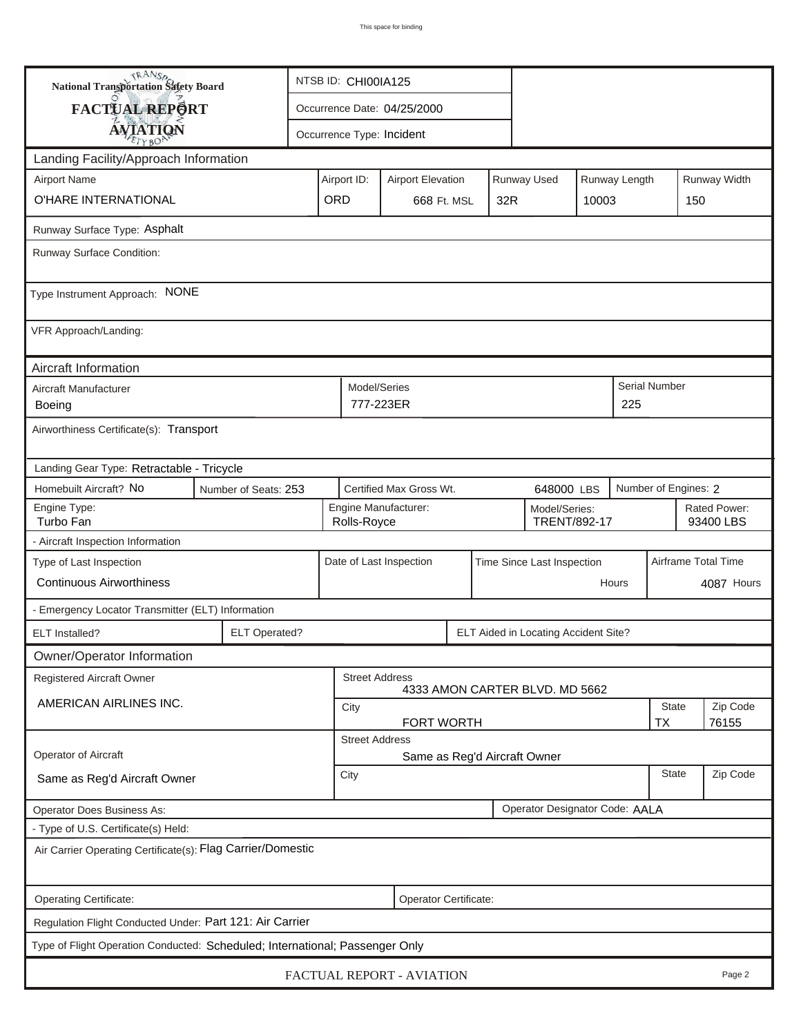This space for binding

| National Transportation Safety Board FACTUAL REPORT AVIATION | NTSB ID: CHI00IA125 |
|---|---|
| | Occurrence Date: 04/25/2000 |
| | Occurrence Type: Incident |

## Landing Facility/Approach Information

| Airport Name | Airport ID: | Airport Elevation | Runway Used | Runway Length | Runway Width |
|---|---|---|---|---|---|
| O'HARE INTERNATIONAL | ORD | 668 Ft. MSL | 32R | 10003 | 150 |

Runway Surface Type: Asphalt

Runway Surface Condition:

Type Instrument Approach: NONE

VFR Approach/Landing:

## Aircraft Information

| Aircraft Manufacturer | Model/Series | Serial Number |
|---|---|---|
| Boeing | 777-223ER | 225 |

Airworthiness Certificate(s): Transport

Landing Gear Type: Retractable - Tricycle

| Homebuilt Aircraft? No | Number of Seats: 253 | Certified Max Gross Wt. 648000 LBS | Number of Engines: 2 |
|---|---|---|---|

| Engine Type: | Engine Manufacturer: | Model/Series: | Rated Power: |
|---|---|---|---|
| Turbo Fan | Rolls-Royce | TRENT/892-17 | 93400 LBS |

- Aircraft Inspection Information

| Type of Last Inspection | Date of Last Inspection | Time Since Last Inspection | Airframe Total Time |
|---|---|---|---|
| Continuous Airworthiness | | Hours | 4087 Hours |

- Emergency Locator Transmitter (ELT) Information

| ELT Installed? | ELT Operated? | ELT Aided in Locating Accident Site? |
|---|---|---|

## Owner/Operator Information

| Registered Aircraft Owner | Street Address | | |
|---|---|---|---|
| AMERICAN AIRLINES INC. | 4333 AMON CARTER BLVD. MD 5662 | | |
| | City | State | Zip Code |
| | FORT WORTH | TX | 76155 |

| Operator of Aircraft | Street Address | | |
|---|---|---|---|
| Same as Reg'd Aircraft Owner | Same as Reg'd Aircraft Owner | | |
| | City | State | Zip Code |

| Operator Does Business As: | Operator Designator Code: AALA |
|---|---|

- Type of U.S. Certificate(s) Held:

Air Carrier Operating Certificate(s): Flag Carrier/Domestic

| Operating Certificate: | Operator Certificate: |
|---|---|

Regulation Flight Conducted Under: Part 121: Air Carrier

Type of Flight Operation Conducted: Scheduled; International; Passenger Only

FACTUAL REPORT - AVIATION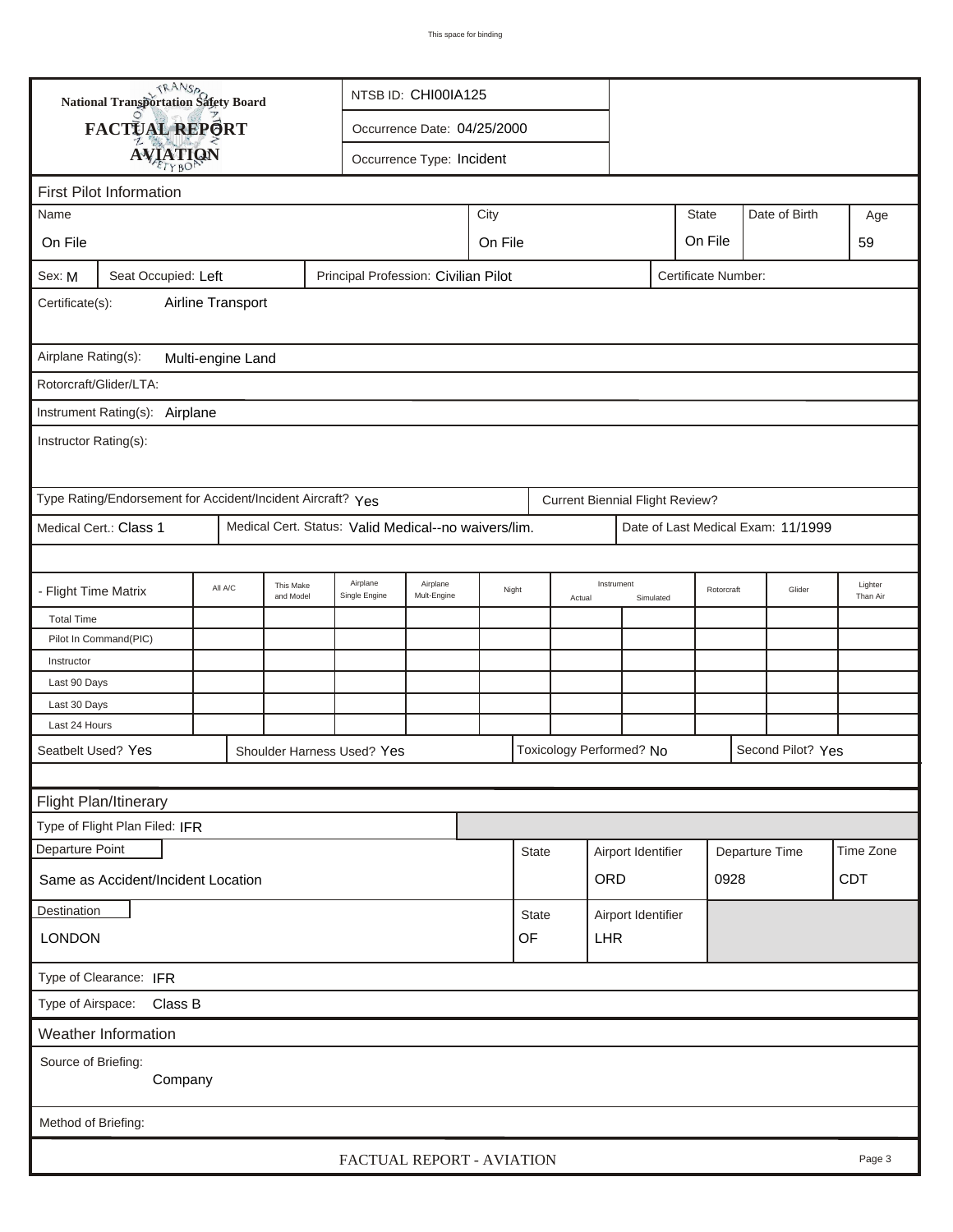National Transportation Safety Board

**FACTUAL REPORT**

**AVIATION**

| | |
|---|---|
| NTSB ID: CHI00IA125 | |
| Occurrence Date: 04/25/2000 | |
| Occurrence Type: Incident | |

## First Pilot Information

| Name | City | State | Date of Birth | Age |
|---|---|---|---|---|
| On File | On File | On File | | 59 |

| Sex: M | Seat Occupied: Left | Principal Profession: Civilian Pilot | Certificate Number: |
|---|---|---|---|

Certificate(s): Airline Transport

Airplane Rating(s): Multi-engine Land

Rotorcraft/Glider/LTA:

Instrument Rating(s): Airplane

Instructor Rating(s):

Type Rating/Endorsement for Accident/Incident Aircraft? Yes

Current Biennial Flight Review?

| Medical Cert.: Class 1 | Medical Cert. Status: Valid Medical--no waivers/lim. | Date of Last Medical Exam: 11/1999 |
|---|---|---|

| - Flight Time Matrix | All A/C | This Make and Model | Airplane Single Engine | Airplane Mult-Engine | Night | Instrument Actual | Instrument Simulated | Rotorcraft | Glider | Lighter Than Air |
|---|---|---|---|---|---|---|---|---|---|---|
| Total Time | | | | | | | | | | |
| Pilot In Command(PIC) | | | | | | | | | | |
| Instructor | | | | | | | | | | |
| Last 90 Days | | | | | | | | | | |
| Last 30 Days | | | | | | | | | | |
| Last 24 Hours | | | | | | | | | | |

| Seatbelt Used? Yes | Shoulder Harness Used? Yes | Toxicology Performed? No | Second Pilot? Yes |
|---|---|---|---|

## Flight Plan/Itinerary

Type of Flight Plan Filed: IFR

| Departure Point | State | Airport Identifier | Departure Time | Time Zone |
|---|---|---|---|---|
| Same as Accident/Incident Location | | ORD | 0928 | CDT |

| Destination | State | Airport Identifier |
|---|---|---|
| LONDON | OF | LHR |

Type of Clearance: IFR

Type of Airspace: Class B

## Weather Information

Source of Briefing: Company

Method of Briefing: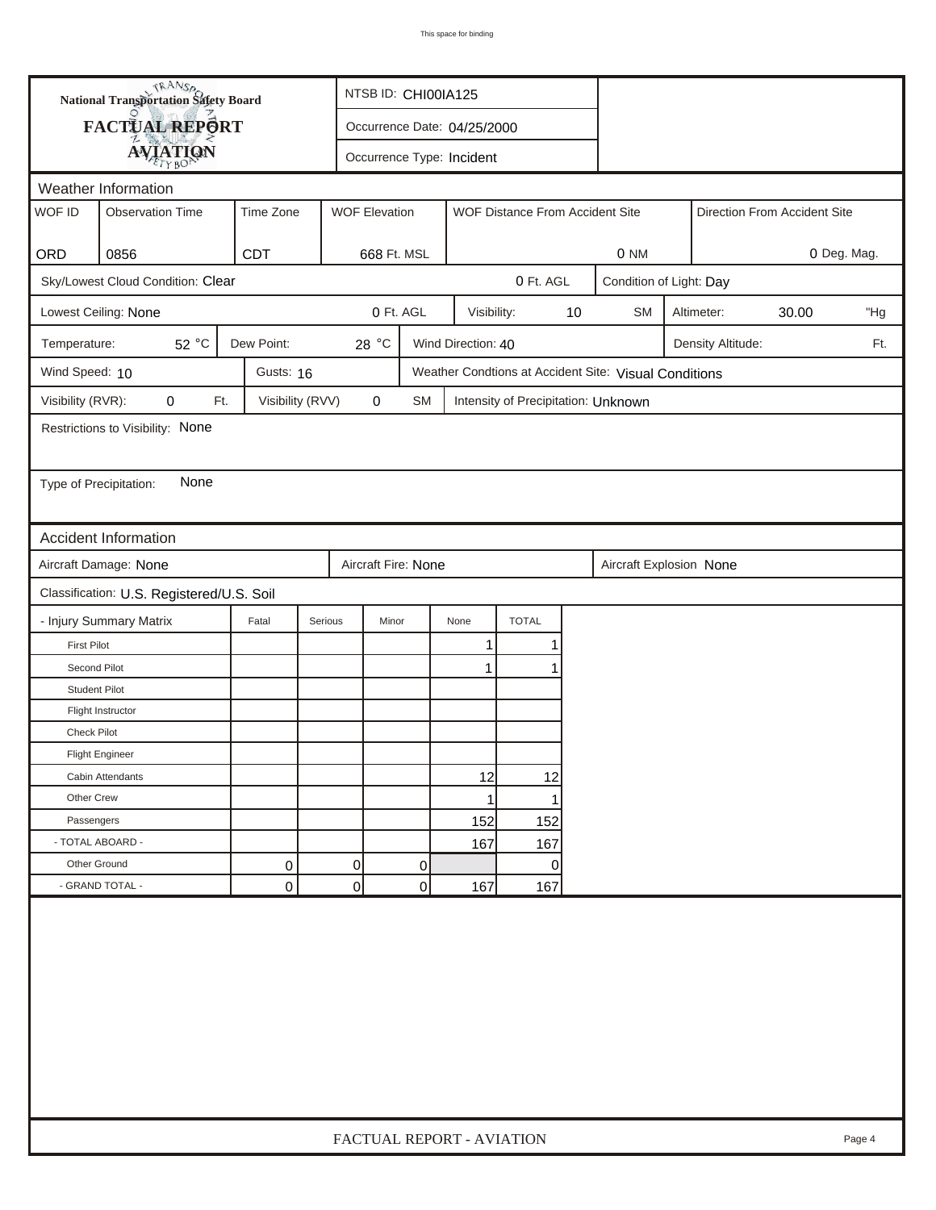National Transportation Safety Board

# FACTUAL REPORT AVIATION

NTSB ID: CHI00IA125

Occurrence Date: 04/25/2000

Occurrence Type: Incident

## Weather Information

| WOF ID | Observation Time | Time Zone | WOF Elevation | WOF Distance From Accident Site | Direction From Accident Site |
|---|---|---|---|---|---|
| ORD | 0856 | CDT | 668 Ft. MSL | 0 NM | 0 Deg. Mag. |

Sky/Lowest Cloud Condition: Clear — 0 Ft. AGL — Condition of Light: Day

Lowest Ceiling: None — 0 Ft. AGL — Visibility: 10 SM — Altimeter: 30.00 "Hg

Temperature: 52 °C — Dew Point: 28 °C — Wind Direction: 40 — Density Altitude: Ft.

Wind Speed: 10 — Gusts: 16 — Weather Condtions at Accident Site: Visual Conditions

Visibility (RVR): 0 Ft. — Visibility (RVV) 0 SM — Intensity of Precipitation: Unknown

Restrictions to Visibility: None

Type of Precipitation: None

## Accident Information

Aircraft Damage: None — Aircraft Fire: None — Aircraft Explosion None

Classification: U.S. Registered/U.S. Soil

| - Injury Summary Matrix | Fatal | Serious | Minor | None | TOTAL |
|---|---|---|---|---|---|
| First Pilot | | | | 1 | 1 |
| Second Pilot | | | | 1 | 1 |
| Student Pilot | | | | | |
| Flight Instructor | | | | | |
| Check Pilot | | | | | |
| Flight Engineer | | | | | |
| Cabin Attendants | | | | 12 | 12 |
| Other Crew | | | | 1 | 1 |
| Passengers | | | | 152 | 152 |
| - TOTAL ABOARD - | | | | 167 | 167 |
| Other Ground | 0 | 0 | 0 | | 0 |
| - GRAND TOTAL - | 0 | 0 | 0 | 167 | 167 |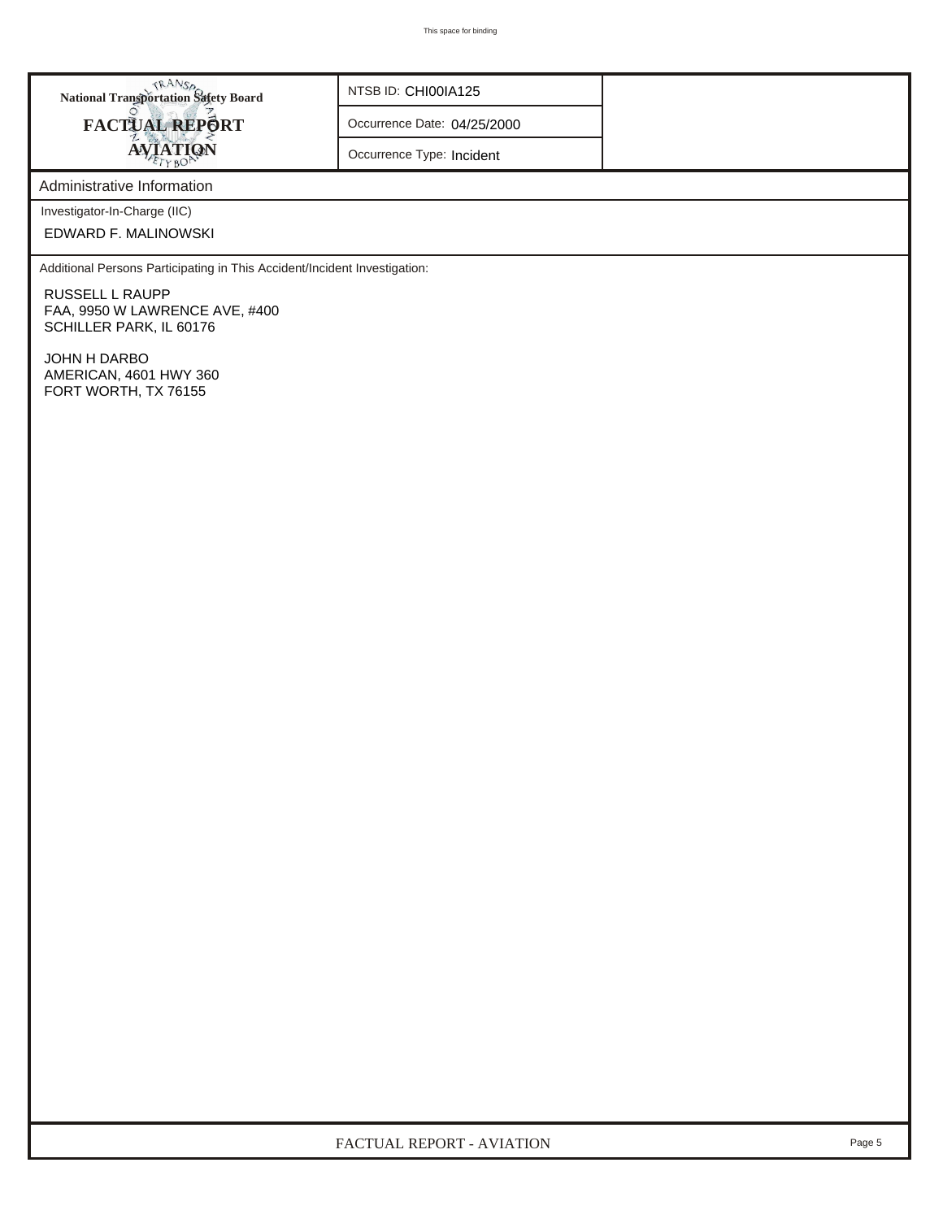**National Transportation Safety Board**

**FACTUAL REPORT**

**AVIATION**

| | |
|---|---|
| NTSB ID: CHI00IA125 | |
| Occurrence Date: 04/25/2000 | |
| Occurrence Type: Incident | |

## Administrative Information

Investigator-In-Charge (IIC)

EDWARD F. MALINOWSKI

Additional Persons Participating in This Accident/Incident Investigation:

RUSSELL L RAUPP
FAA, 9950 W LAWRENCE AVE, #400
SCHILLER PARK, IL 60176

JOHN H DARBO
AMERICAN, 4601 HWY 360
FORT WORTH, TX 76155